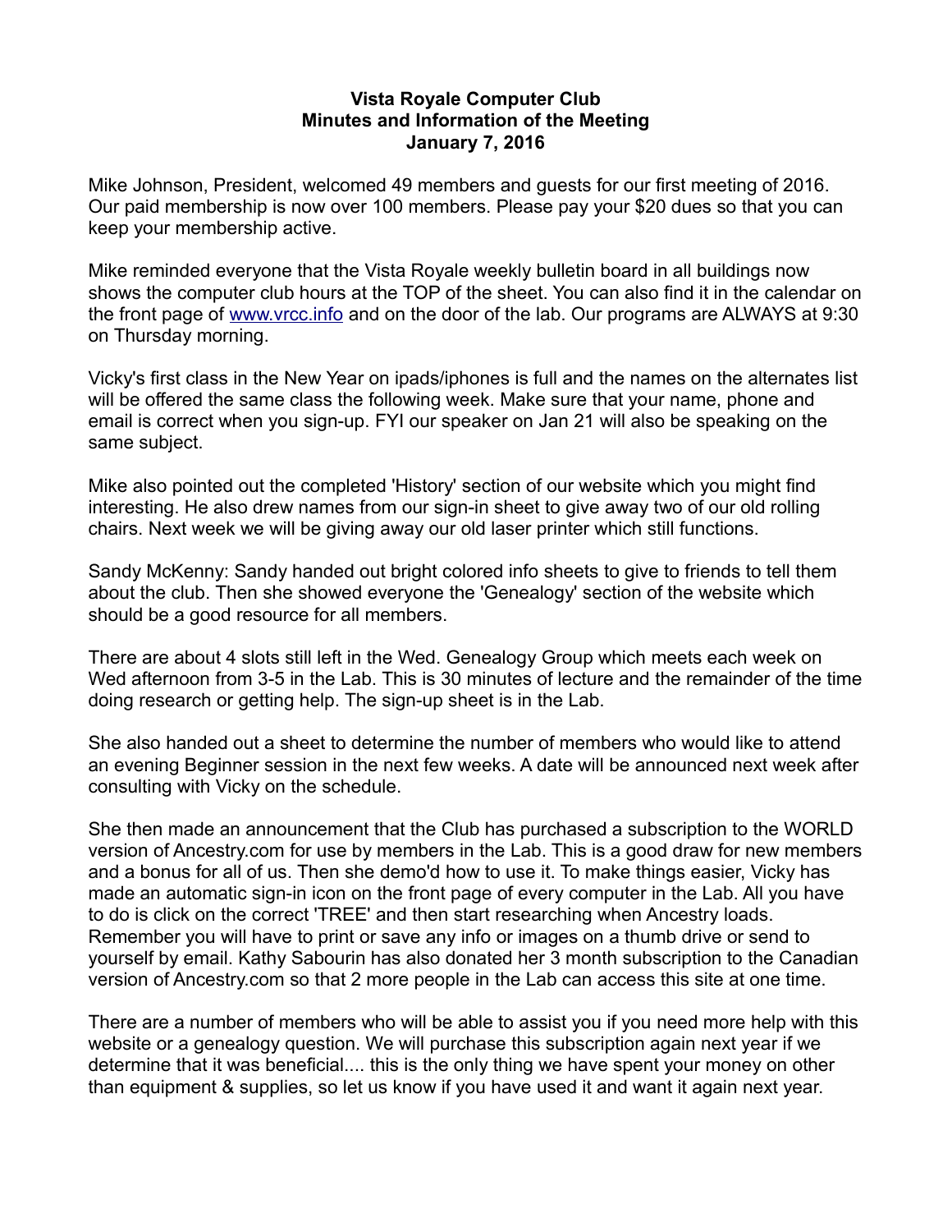# Vista Royale Computer Club
## Minutes and Information of the Meeting
### January 7, 2016

Mike Johnson, President, welcomed 49 members and guests for our first meeting of 2016. Our paid membership is now over 100 members. Please pay your $20 dues so that you can keep your membership active.

Mike reminded everyone that the Vista Royale weekly bulletin board in all buildings now shows the computer club hours at the TOP of the sheet. You can also find it in the calendar on the front page of www.vrcc.info and on the door of the lab. Our programs are ALWAYS at 9:30 on Thursday morning.

Vicky's first class in the New Year on ipads/iphones is full and the names on the alternates list will be offered the same class the following week. Make sure that your name, phone and email is correct when you sign-up. FYI our speaker on Jan 21 will also be speaking on the same subject.

Mike also pointed out the completed 'History' section of our website which you might find interesting. He also drew names from our sign-in sheet to give away two of our old rolling chairs. Next week we will be giving away our old laser printer which still functions.

Sandy McKenny: Sandy handed out bright colored info sheets to give to friends to tell them about the club. Then she showed everyone the 'Genealogy' section of the website which should be a good resource for all members.

There are about 4 slots still left in the Wed. Genealogy Group which meets each week on Wed afternoon from 3-5 in the Lab. This is 30 minutes of lecture and the remainder of the time doing research or getting help. The sign-up sheet is in the Lab.

She also handed out a sheet to determine the number of members who would like to attend an evening Beginner session in the next few weeks. A date will be announced next week after consulting with Vicky on the schedule.

She then made an announcement that the Club has purchased a subscription to the WORLD version of Ancestry.com for use by members in the Lab. This is a good draw for new members and a bonus for all of us. Then she demo'd how to use it. To make things easier, Vicky has made an automatic sign-in icon on the front page of every computer in the Lab. All you have to do is click on the correct 'TREE' and then start researching when Ancestry loads. Remember you will have to print or save any info or images on a thumb drive or send to yourself by email. Kathy Sabourin has also donated her 3 month subscription to the Canadian version of Ancestry.com so that 2 more people in the Lab can access this site at one time.

There are a number of members who will be able to assist you if you need more help with this website or a genealogy question. We will purchase this subscription again next year if we determine that it was beneficial.... this is the only thing we have spent your money on other than equipment & supplies, so let us know if you have used it and want it again next year.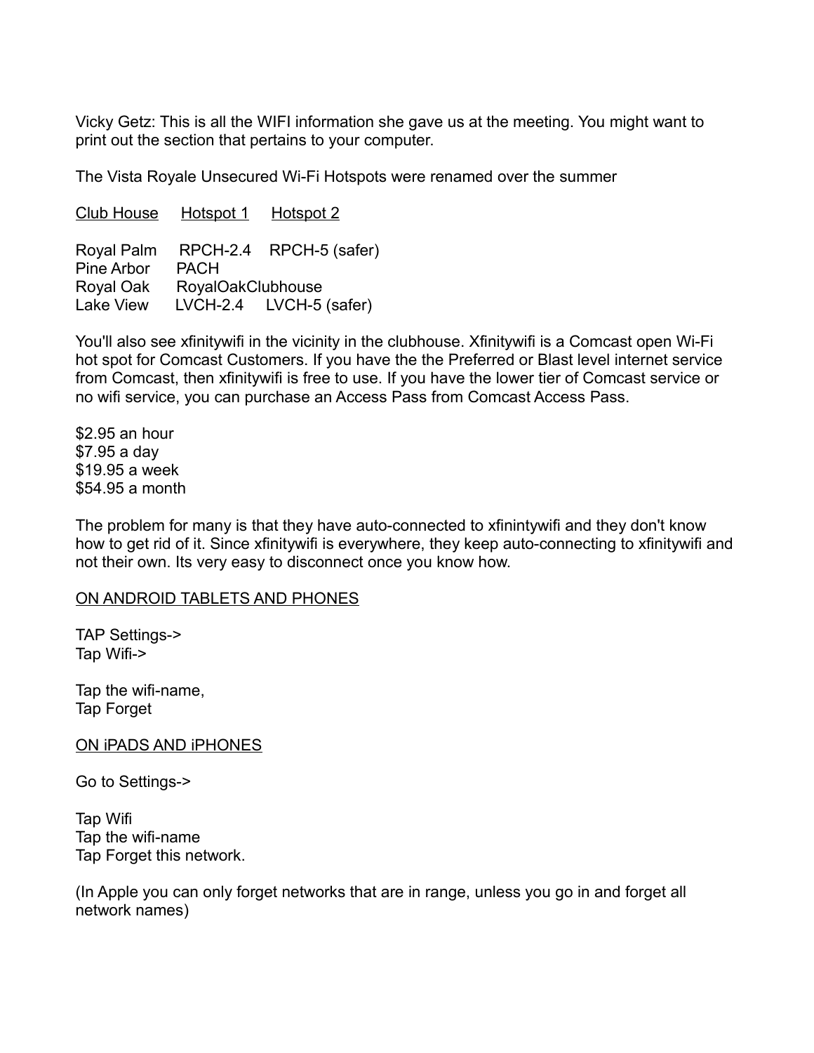Vicky Getz: This is all the WIFI information she gave us at the meeting. You might want to print out the section that pertains to your computer.

The Vista Royale Unsecured Wi-Fi Hotspots were renamed over the summer

| Club House | Hotspot 1 | Hotspot 2 |
|---|---|---|
| Royal Palm | RPCH-2.4 | RPCH-5 (safer) |
| Pine Arbor | PACH | |
| Royal Oak | RoyalOakClubhouse | |
| Lake View | LVCH-2.4 | LVCH-5 (safer) |

You'll also see xfinitywifi in the vicinity in the clubhouse. Xfinitywifi is a Comcast open Wi-Fi hot spot for Comcast Customers. If you have the the Preferred or Blast level internet service from Comcast, then xfinitywifi is free to use. If you have the lower tier of Comcast service or no wifi service, you can purchase an Access Pass from Comcast Access Pass.

$2.95 an hour  
$7.95 a day  
$19.95 a week  
$54.95 a month

The problem for many is that they have auto-connected to xfinintywifi and they don't know how to get rid of it. Since xfinitywifi is everywhere, they keep auto-connecting to xfinitywifi and not their own. Its very easy to disconnect once you know how.

<u>ON ANDROID TABLETS AND PHONES</u>

TAP Settings->  
Tap Wifi->

Tap the wifi-name,  
Tap Forget

<u>ON iPADS AND iPHONES</u>

Go to Settings->

Tap Wifi  
Tap the wifi-name  
Tap Forget this network.

(In Apple you can only forget networks that are in range, unless you go in and forget all network names)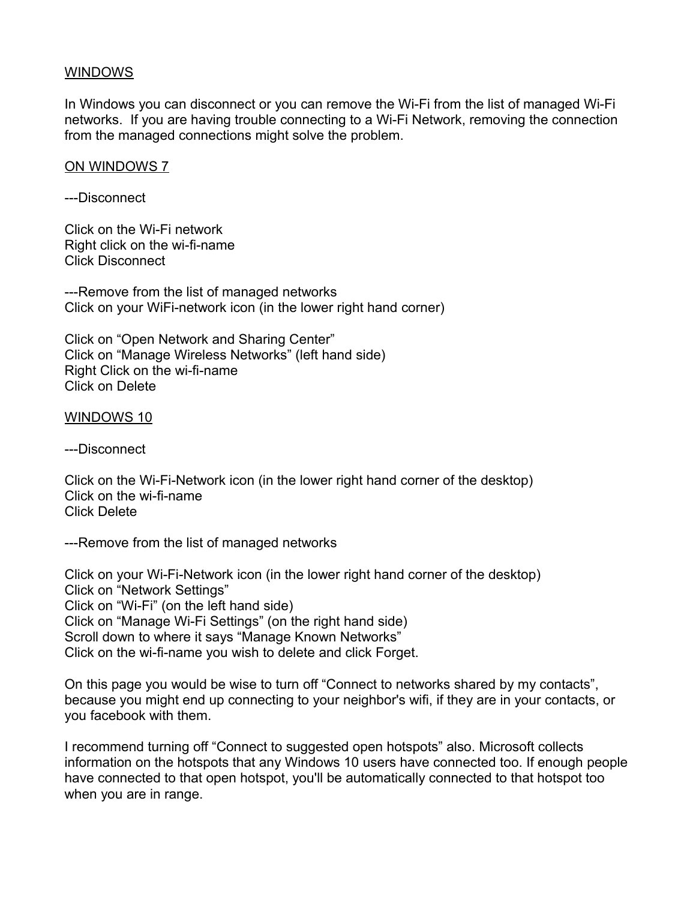WINDOWS

In Windows you can disconnect or you can remove the Wi-Fi from the list of managed Wi-Fi networks. If you are having trouble connecting to a Wi-Fi Network, removing the connection from the managed connections might solve the problem.

ON WINDOWS 7

---Disconnect

Click on the Wi-Fi network
Right click on the wi-fi-name
Click Disconnect

---Remove from the list of managed networks
Click on your WiFi-network icon (in the lower right hand corner)

Click on “Open Network and Sharing Center”
Click on “Manage Wireless Networks” (left hand side)
Right Click on the wi-fi-name
Click on Delete

WINDOWS 10

---Disconnect

Click on the Wi-Fi-Network icon (in the lower right hand corner of the desktop)
Click on the wi-fi-name
Click Delete

---Remove from the list of managed networks

Click on your Wi-Fi-Network icon (in the lower right hand corner of the desktop)
Click on “Network Settings”
Click on “Wi-Fi” (on the left hand side)
Click on “Manage Wi-Fi Settings” (on the right hand side)
Scroll down to where it says “Manage Known Networks”
Click on the wi-fi-name you wish to delete and click Forget.

On this page you would be wise to turn off “Connect to networks shared by my contacts”, because you might end up connecting to your neighbor's wifi, if they are in your contacts, or you facebook with them.

I recommend turning off “Connect to suggested open hotspots” also. Microsoft collects information on the hotspots that any Windows 10 users have connected too. If enough people have connected to that open hotspot, you'll be automatically connected to that hotspot too when you are in range.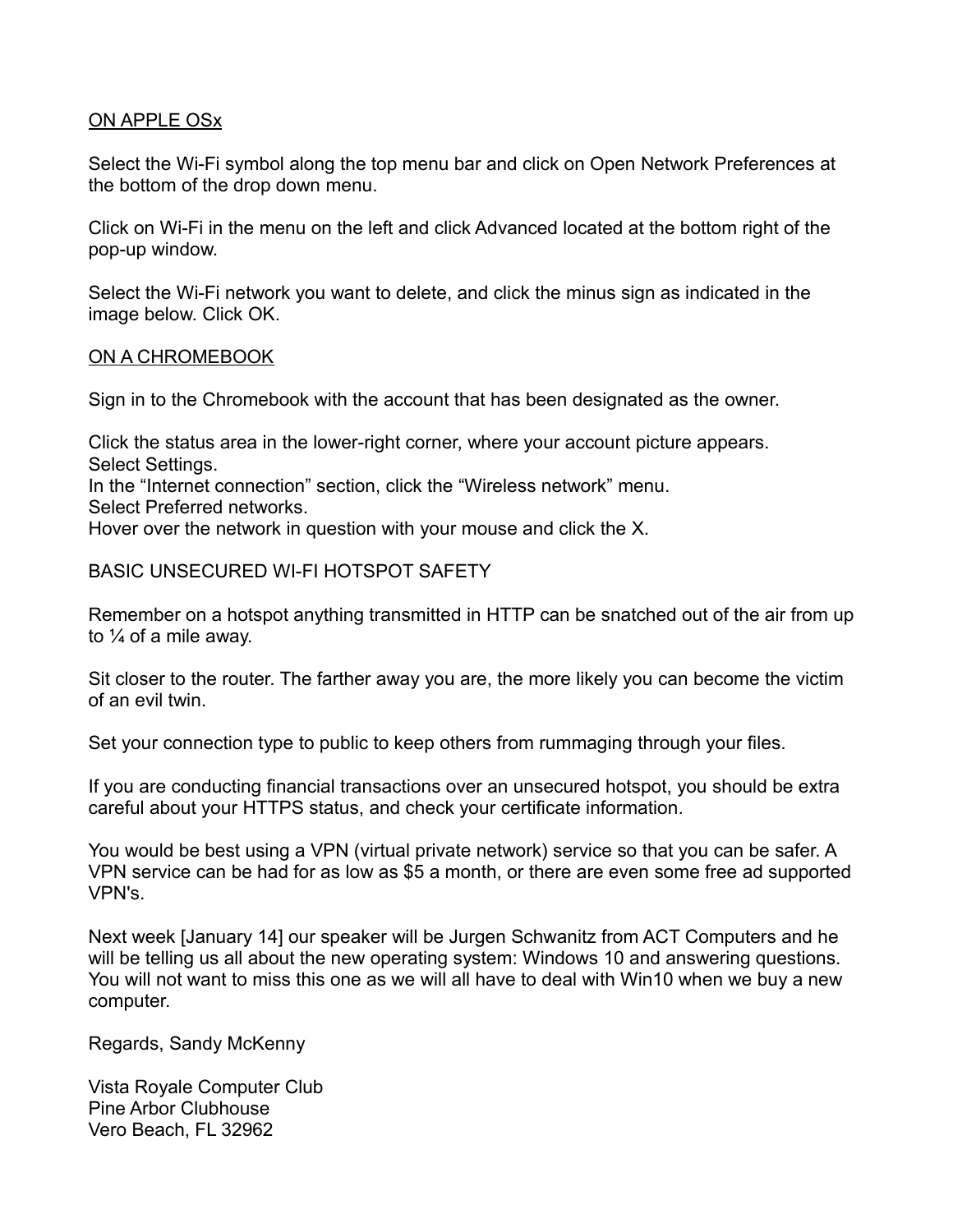<u>ON APPLE OSx</u>

Select the Wi-Fi symbol along the top menu bar and click on Open Network Preferences at the bottom of the drop down menu.

Click on Wi-Fi in the menu on the left and click Advanced located at the bottom right of the pop-up window.

Select the Wi-Fi network you want to delete, and click the minus sign as indicated in the image below. Click OK.

<u>ON A CHROMEBOOK</u>

Sign in to the Chromebook with the account that has been designated as the owner.

Click the status area in the lower-right corner, where your account picture appears.
Select Settings.
In the “Internet connection” section, click the “Wireless network” menu.
Select Preferred networks.
Hover over the network in question with your mouse and click the X.

BASIC UNSECURED WI-FI HOTSPOT SAFETY

Remember on a hotspot anything transmitted in HTTP can be snatched out of the air from up to ¼ of a mile away.

Sit closer to the router. The farther away you are, the more likely you can become the victim of an evil twin.

Set your connection type to public to keep others from rummaging through your files.

If you are conducting financial transactions over an unsecured hotspot, you should be extra careful about your HTTPS status, and check your certificate information.

You would be best using a VPN (virtual private network) service so that you can be safer. A VPN service can be had for as low as $5 a month, or there are even some free ad supported VPN's.

Next week [January 14] our speaker will be Jurgen Schwanitz from ACT Computers and he will be telling us all about the new operating system: Windows 10 and answering questions. You will not want to miss this one as we will all have to deal with Win10 when we buy a new computer.

Regards, Sandy McKenny

Vista Royale Computer Club
Pine Arbor Clubhouse
Vero Beach, FL 32962